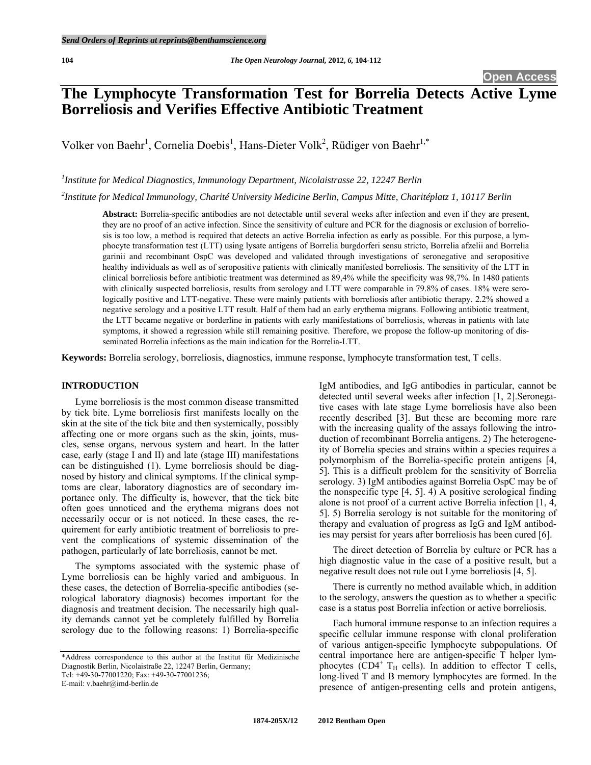# The Lymphocyte Transformation Test for Borrelia Detects Active Lyme Borreliosis and Verifies Effective Antibiotic Treatment

Volker von Baehr[1], Cornelia Doebis[1], Hans-Dieter Volk[2], Rüdiger von Baehr[1,*]

[1]*Institute for Medical Diagnostics, Immunology Department, Nicolaistrasse 22, 12247 Berlin*

[2]*Institute for Medical Immunology, Charité University Medicine Berlin, Campus Mitte, Charitéplatz 1, 10117 Berlin*

**Abstract:** Borrelia-specific antibodies are not detectable until several weeks after infection and even if they are present, they are no proof of an active infection. Since the sensitivity of culture and PCR for the diagnosis or exclusion of borreliosis is too low, a method is required that detects an active Borrelia infection as early as possible. For this purpose, a lymphocyte transformation test (LTT) using lysate antigens of Borrelia burgdorferi sensu stricto, Borrelia afzelii and Borrelia garinii and recombinant OspC was developed and validated through investigations of seronegative and seropositive healthy individuals as well as of seropositive patients with clinically manifested borreliosis. The sensitivity of the LTT in clinical borreliosis before antibiotic treatment was determined as 89,4% while the specificity was 98,7%. In 1480 patients with clinically suspected borreliosis, results from serology and LTT were comparable in 79.8% of cases. 18% were serologically positive and LTT-negative. These were mainly patients with borreliosis after antibiotic therapy. 2.2% showed a negative serology and a positive LTT result. Half of them had an early erythema migrans. Following antibiotic treatment, the LTT became negative or borderline in patients with early manifestations of borreliosis, whereas in patients with late symptoms, it showed a regression while still remaining positive. Therefore, we propose the follow-up monitoring of disseminated Borrelia infections as the main indication for the Borrelia-LTT.

**Keywords:** Borrelia serology, borreliosis, diagnostics, immune response, lymphocyte transformation test, T cells.

## INTRODUCTION

Lyme borreliosis is the most common disease transmitted by tick bite. Lyme borreliosis first manifests locally on the skin at the site of the tick bite and then systemically, possibly affecting one or more organs such as the skin, joints, muscles, sense organs, nervous system and heart. In the latter case, early (stage I and II) and late (stage III) manifestations can be distinguished (1). Lyme borreliosis should be diagnosed by history and clinical symptoms. If the clinical symptoms are clear, laboratory diagnostics are of secondary importance only. The difficulty is, however, that the tick bite often goes unnoticed and the erythema migrans does not necessarily occur or is not noticed. In these cases, the requirement for early antibiotic treatment of borreliosis to prevent the complications of systemic dissemination of the pathogen, particularly of late borreliosis, cannot be met.

The symptoms associated with the systemic phase of Lyme borreliosis can be highly varied and ambiguous. In these cases, the detection of Borrelia-specific antibodies (serological laboratory diagnosis) becomes important for the diagnosis and treatment decision. The necessarily high quality demands cannot yet be completely fulfilled by Borrelia serology due to the following reasons: 1) Borrelia-specific IgM antibodies, and IgG antibodies in particular, cannot be detected until several weeks after infection [1, 2].Seronegative cases with late stage Lyme borreliosis have also been recently described [3]. But these are becoming more rare with the increasing quality of the assays following the introduction of recombinant Borrelia antigens. 2) The heterogeneity of Borrelia species and strains within a species requires a polymorphism of the Borrelia-specific protein antigens [4, 5]. This is a difficult problem for the sensitivity of Borrelia serology. 3) IgM antibodies against Borrelia OspC may be of the nonspecific type [4, 5]. 4) A positive serological finding alone is not proof of a current active Borrelia infection [1, 4, 5]. 5) Borrelia serology is not suitable for the monitoring of therapy and evaluation of progress as IgG and IgM antibodies may persist for years after borreliosis has been cured [6].

The direct detection of Borrelia by culture or PCR has a high diagnostic value in the case of a positive result, but a negative result does not rule out Lyme borreliosis [4, 5].

There is currently no method available which, in addition to the serology, answers the question as to whether a specific case is a status post Borrelia infection or active borreliosis.

Each humoral immune response to an infection requires a specific cellular immune response with clonal proliferation of various antigen-specific lymphocyte subpopulations. Of central importance here are antigen-specific T helper lymphocytes ($CD4^+$ $T_H$ cells). In addition to effector T cells, long-lived T and B memory lymphocytes are formed. In the presence of antigen-presenting cells and protein antigens,

*Address correspondence to this author at the Institut für Medizinische Diagnostik Berlin, Nicolaistraße 22, 12247 Berlin, Germany; Tel: +49-30-77001220; Fax: +49-30-77001236; E-mail: v.baehr@imd-berlin.de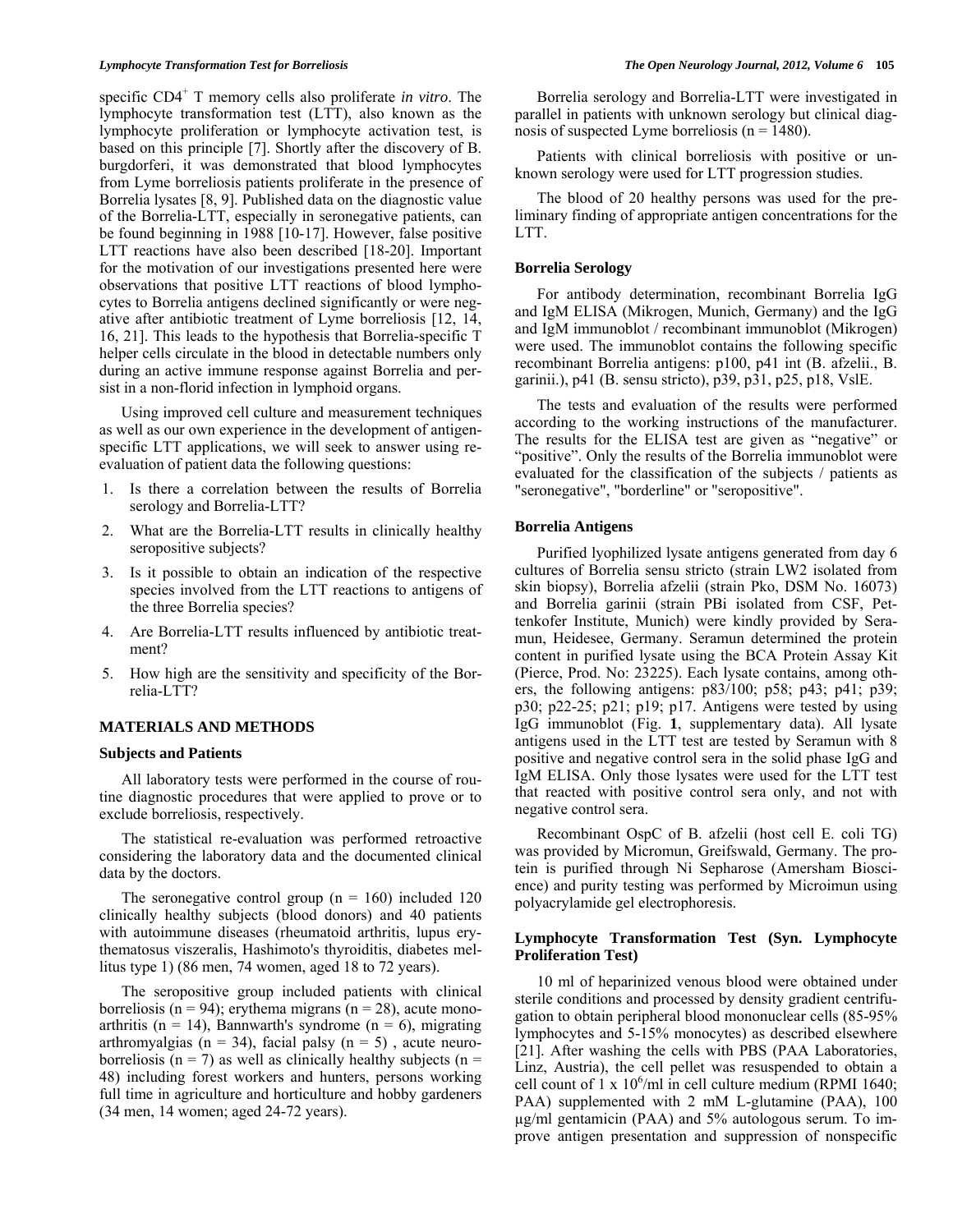specific $CD4^+$ T memory cells also proliferate *in vitro*. The lymphocyte transformation test (LTT), also known as the lymphocyte proliferation or lymphocyte activation test, is based on this principle [7]. Shortly after the discovery of B. burgdorferi, it was demonstrated that blood lymphocytes from Lyme borreliosis patients proliferate in the presence of Borrelia lysates [8, 9]. Published data on the diagnostic value of the Borrelia-LTT, especially in seronegative patients, can be found beginning in 1988 [10-17]. However, false positive LTT reactions have also been described [18-20]. Important for the motivation of our investigations presented here were observations that positive LTT reactions of blood lymphocytes to Borrelia antigens declined significantly or were negative after antibiotic treatment of Lyme borreliosis [12, 14, 16, 21]. This leads to the hypothesis that Borrelia-specific T helper cells circulate in the blood in detectable numbers only during an active immune response against Borrelia and persist in a non-florid infection in lymphoid organs.

Using improved cell culture and measurement techniques as well as our own experience in the development of antigen-specific LTT applications, we will seek to answer using re-evaluation of patient data the following questions:

1. Is there a correlation between the results of Borrelia serology and Borrelia-LTT?
2. What are the Borrelia-LTT results in clinically healthy seropositive subjects?
3. Is it possible to obtain an indication of the respective species involved from the LTT reactions to antigens of the three Borrelia species?
4. Are Borrelia-LTT results influenced by antibiotic treatment?
5. How high are the sensitivity and specificity of the Borrelia-LTT?

## MATERIALS AND METHODS

### Subjects and Patients

All laboratory tests were performed in the course of routine diagnostic procedures that were applied to prove or to exclude borreliosis, respectively.

The statistical re-evaluation was performed retroactive considering the laboratory data and the documented clinical data by the doctors.

The seronegative control group (n = 160) included 120 clinically healthy subjects (blood donors) and 40 patients with autoimmune diseases (rheumatoid arthritis, lupus erythematosus viszeralis, Hashimoto's thyroiditis, diabetes mellitus type 1) (86 men, 74 women, aged 18 to 72 years).

The seropositive group included patients with clinical borreliosis (n = 94); erythema migrans (n = 28), acute monoarthritis (n = 14), Bannwarth's syndrome (n = 6), migrating arthromyalgias (n = 34), facial palsy (n = 5) , acute neuroborreliosis (n = 7) as well as clinically healthy subjects (n = 48) including forest workers and hunters, persons working full time in agriculture and horticulture and hobby gardeners (34 men, 14 women; aged 24-72 years).

Borrelia serology and Borrelia-LTT were investigated in parallel in patients with unknown serology but clinical diagnosis of suspected Lyme borreliosis (n = 1480).

Patients with clinical borreliosis with positive or unknown serology were used for LTT progression studies.

The blood of 20 healthy persons was used for the preliminary finding of appropriate antigen concentrations for the LTT.

### Borrelia Serology

For antibody determination, recombinant Borrelia IgG and IgM ELISA (Mikrogen, Munich, Germany) and the IgG and IgM immunoblot / recombinant immunoblot (Mikrogen) were used. The immunoblot contains the following specific recombinant Borrelia antigens: p100, p41 int (B. afzelii., B. garinii.), p41 (B. sensu stricto), p39, p31, p25, p18, VslE.

The tests and evaluation of the results were performed according to the working instructions of the manufacturer. The results for the ELISA test are given as "negative" or "positive". Only the results of the Borrelia immunoblot were evaluated for the classification of the subjects / patients as "seronegative", "borderline" or "seropositive".

### Borrelia Antigens

Purified lyophilized lysate antigens generated from day 6 cultures of Borrelia sensu stricto (strain LW2 isolated from skin biopsy), Borrelia afzelii (strain Pko, DSM No. 16073) and Borrelia garinii (strain PBi isolated from CSF, Pettenkofer Institute, Munich) were kindly provided by Seramun, Heidesee, Germany. Seramun determined the protein content in purified lysate using the BCA Protein Assay Kit (Pierce, Prod. No: 23225). Each lysate contains, among others, the following antigens: p83/100; p58; p43; p41; p39; p30; p22-25; p21; p19; p17. Antigens were tested by using IgG immunoblot (Fig. **1**, supplementary data). All lysate antigens used in the LTT test are tested by Seramun with 8 positive and negative control sera in the solid phase IgG and IgM ELISA. Only those lysates were used for the LTT test that reacted with positive control sera only, and not with negative control sera.

Recombinant OspC of B. afzelii (host cell E. coli TG) was provided by Micromun, Greifswald, Germany. The protein is purified through Ni Sepharose (Amersham Bioscience) and purity testing was performed by Microimun using polyacrylamide gel electrophoresis.

### Lymphocyte Transformation Test (Syn. Lymphocyte Proliferation Test)

10 ml of heparinized venous blood were obtained under sterile conditions and processed by density gradient centrifugation to obtain peripheral blood mononuclear cells (85-95% lymphocytes and 5-15% monocytes) as described elsewhere [21]. After washing the cells with PBS (PAA Laboratories, Linz, Austria), the cell pellet was resuspended to obtain a cell count of $1 \times 10^6$/ml in cell culture medium (RPMI 1640; PAA) supplemented with 2 mM L-glutamine (PAA), 100 µg/ml gentamicin (PAA) and 5% autologous serum. To improve antigen presentation and suppression of nonspecific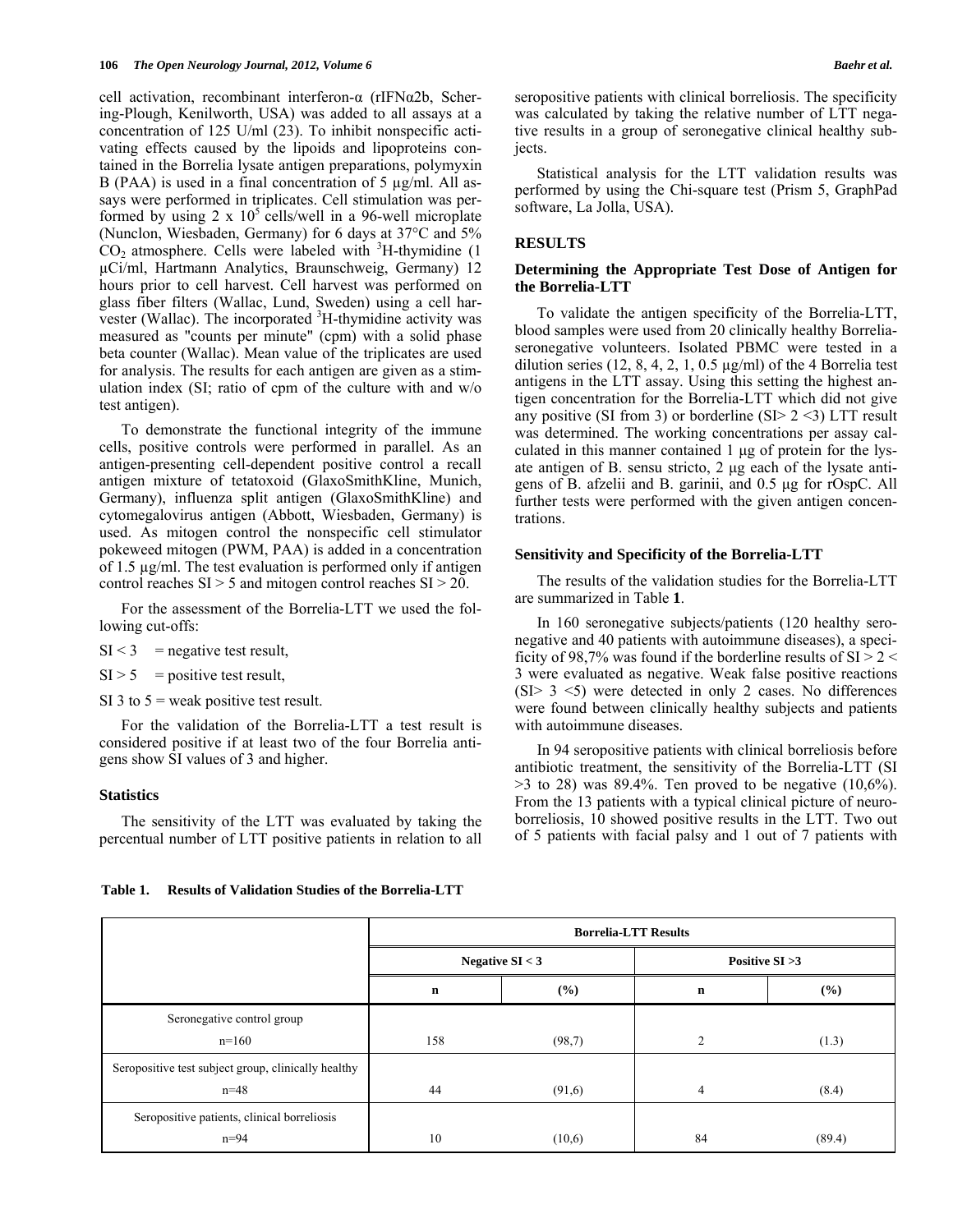cell activation, recombinant interferon-α (rIFNα2b, Schering-Plough, Kenilworth, USA) was added to all assays at a concentration of 125 U/ml (23). To inhibit nonspecific activating effects caused by the lipoids and lipoproteins contained in the Borrelia lysate antigen preparations, polymyxin B (PAA) is used in a final concentration of 5 µg/ml. All assays were performed in triplicates. Cell stimulation was performed by using 2 x $10^5$ cells/well in a 96-well microplate (Nunclon, Wiesbaden, Germany) for 6 days at 37°C and 5% $CO_2$ atmosphere. Cells were labeled with $^3$H-thymidine (1 µCi/ml, Hartmann Analytics, Braunschweig, Germany) 12 hours prior to cell harvest. Cell harvest was performed on glass fiber filters (Wallac, Lund, Sweden) using a cell harvester (Wallac). The incorporated $^3$H-thymidine activity was measured as "counts per minute" (cpm) with a solid phase beta counter (Wallac). Mean value of the triplicates are used for analysis. The results for each antigen are given as a stimulation index (SI; ratio of cpm of the culture with and w/o test antigen).

To demonstrate the functional integrity of the immune cells, positive controls were performed in parallel. As an antigen-presenting cell-dependent positive control a recall antigen mixture of tetatoxoid (GlaxoSmithKline, Munich, Germany), influenza split antigen (GlaxoSmithKline) and cytomegalovirus antigen (Abbott, Wiesbaden, Germany) is used. As mitogen control the nonspecific cell stimulator pokeweed mitogen (PWM, PAA) is added in a concentration of 1.5 µg/ml. The test evaluation is performed only if antigen control reaches SI > 5 and mitogen control reaches SI > 20.

For the assessment of the Borrelia-LTT we used the following cut-offs:

SI < 3 = negative test result,

SI > 5 = positive test result,

SI 3 to 5 = weak positive test result.

For the validation of the Borrelia-LTT a test result is considered positive if at least two of the four Borrelia antigens show SI values of 3 and higher.

### Statistics

The sensitivity of the LTT was evaluated by taking the percentual number of LTT positive patients in relation to all seropositive patients with clinical borreliosis. The specificity was calculated by taking the relative number of LTT negative results in a group of seronegative clinical healthy subjects.

Statistical analysis for the LTT validation results was performed by using the Chi-square test (Prism 5, GraphPad software, La Jolla, USA).

## RESULTS

### Determining the Appropriate Test Dose of Antigen for the Borrelia-LTT

To validate the antigen specificity of the Borrelia-LTT, blood samples were used from 20 clinically healthy Borrelia-seronegative volunteers. Isolated PBMC were tested in a dilution series (12, 8, 4, 2, 1, 0.5 µg/ml) of the 4 Borrelia test antigens in the LTT assay. Using this setting the highest antigen concentration for the Borrelia-LTT which did not give any positive (SI from 3) or borderline (SI> 2 <3) LTT result was determined. The working concentrations per assay calculated in this manner contained 1 µg of protein for the lysate antigen of B. sensu stricto, 2 µg each of the lysate antigens of B. afzelii and B. garinii, and 0.5 µg for rOspC. All further tests were performed with the given antigen concentrations.

### Sensitivity and Specificity of the Borrelia-LTT

The results of the validation studies for the Borrelia-LTT are summarized in Table **1**.

In 160 seronegative subjects/patients (120 healthy seronegative and 40 patients with autoimmune diseases), a specificity of 98,7% was found if the borderline results of SI > 2 < 3 were evaluated as negative. Weak false positive reactions (SI> 3 <5) were detected in only 2 cases. No differences were found between clinically healthy subjects and patients with autoimmune diseases.

In 94 seropositive patients with clinical borreliosis before antibiotic treatment, the sensitivity of the Borrelia-LTT (SI >3 to 28) was 89.4%. Ten proved to be negative (10,6%). From the 13 patients with a typical clinical picture of neuroborreliosis, 10 showed positive results in the LTT. Two out of 5 patients with facial palsy and 1 out of 7 patients with

**Table 1. Results of Validation Studies of the Borrelia-LTT**

| | Borrelia-LTT Results | | | |
|---|---|---|---|---|
| | Negative SI < 3 | | Positive SI >3 | |
| | n | (%) | n | (%) |
| Seronegative control group<br>n=160 | 158 | (98,7) | 2 | (1.3) |
| Seropositive test subject group, clinically healthy<br>n=48 | 44 | (91,6) | 4 | (8.4) |
| Seropositive patients, clinical borreliosis<br>n=94 | 10 | (10,6) | 84 | (89.4) |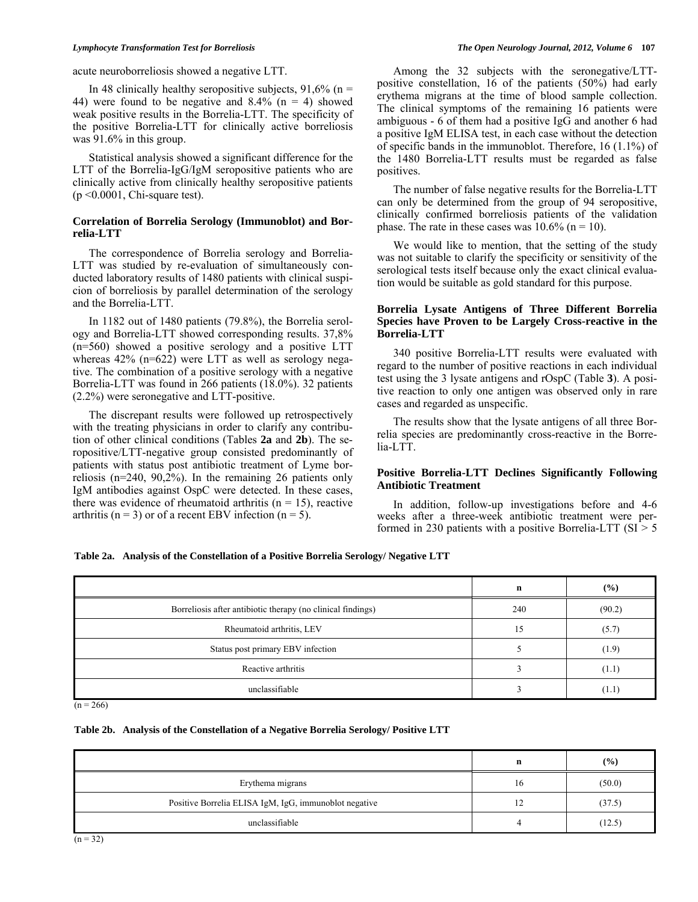acute neuroborreliosis showed a negative LTT.

In 48 clinically healthy seropositive subjects, 91,6% (n = 44) were found to be negative and 8.4% (n = 4) showed weak positive results in the Borrelia-LTT. The specificity of the positive Borrelia-LTT for clinically active borreliosis was 91.6% in this group.

Statistical analysis showed a significant difference for the LTT of the Borrelia-IgG/IgM seropositive patients who are clinically active from clinically healthy seropositive patients ($p < 0.0001$, Chi-square test).

### Correlation of Borrelia Serology (Immunoblot) and Borrelia-LTT

The correspondence of Borrelia serology and Borrelia-LTT was studied by re-evaluation of simultaneously conducted laboratory results of 1480 patients with clinical suspicion of borreliosis by parallel determination of the serology and the Borrelia-LTT.

In 1182 out of 1480 patients (79.8%), the Borrelia serology and Borrelia-LTT showed corresponding results. 37,8% (n=560) showed a positive serology and a positive LTT whereas 42% (n=622) were LTT as well as serology negative. The combination of a positive serology with a negative Borrelia-LTT was found in 266 patients (18.0%). 32 patients (2.2%) were seronegative and LTT-positive.

The discrepant results were followed up retrospectively with the treating physicians in order to clarify any contribution of other clinical conditions (Tables **2a** and **2b**). The seropositive/LTT-negative group consisted predominantly of patients with status post antibiotic treatment of Lyme borreliosis (n=240, 90,2%). In the remaining 26 patients only IgM antibodies against OspC were detected. In these cases, there was evidence of rheumatoid arthritis (n = 15), reactive arthritis (n = 3) or of a recent EBV infection (n = 5).

Among the 32 subjects with the seronegative/LTT-positive constellation, 16 of the patients (50%) had early erythema migrans at the time of blood sample collection. The clinical symptoms of the remaining 16 patients were ambiguous - 6 of them had a positive IgG and another 6 had a positive IgM ELISA test, in each case without the detection of specific bands in the immunoblot. Therefore, 16 (1.1%) of the 1480 Borrelia-LTT results must be regarded as false positives.

The number of false negative results for the Borrelia-LTT can only be determined from the group of 94 seropositive, clinically confirmed borreliosis patients of the validation phase. The rate in these cases was 10.6% (n = 10).

We would like to mention, that the setting of the study was not suitable to clarify the specificity or sensitivity of the serological tests itself because only the exact clinical evaluation would be suitable as gold standard for this purpose.

### Borrelia Lysate Antigens of Three Different Borrelia Species have Proven to be Largely Cross-reactive in the Borrelia-LTT

340 positive Borrelia-LTT results were evaluated with regard to the number of positive reactions in each individual test using the 3 lysate antigens and rOspC (Table **3**). A positive reaction to only one antigen was observed only in rare cases and regarded as unspecific.

The results show that the lysate antigens of all three Borrelia species are predominantly cross-reactive in the Borrelia-LTT.

### Positive Borrelia-LTT Declines Significantly Following Antibiotic Treatment

In addition, follow-up investigations before and 4-6 weeks after a three-week antibiotic treatment were performed in 230 patients with a positive Borrelia-LTT (SI > 5

**Table 2a. Analysis of the Constellation of a Positive Borrelia Serology/ Negative LTT**

| | n | (%) |
|---|---|---|
| Borreliosis after antibiotic therapy (no clinical findings) | 240 | (90.2) |
| Rheumatoid arthritis, LEV | 15 | (5.7) |
| Status post primary EBV infection | 5 | (1.9) |
| Reactive arthritis | 3 | (1.1) |
| unclassifiable | 3 | (1.1) |

(n = 266)

**Table 2b. Analysis of the Constellation of a Negative Borrelia Serology/ Positive LTT**

| | n | (%) |
|---|---|---|
| Erythema migrans | 16 | (50.0) |
| Positive Borrelia ELISA IgM, IgG, immunoblot negative | 12 | (37.5) |
| unclassifiable | 4 | (12.5) |

(n = 32)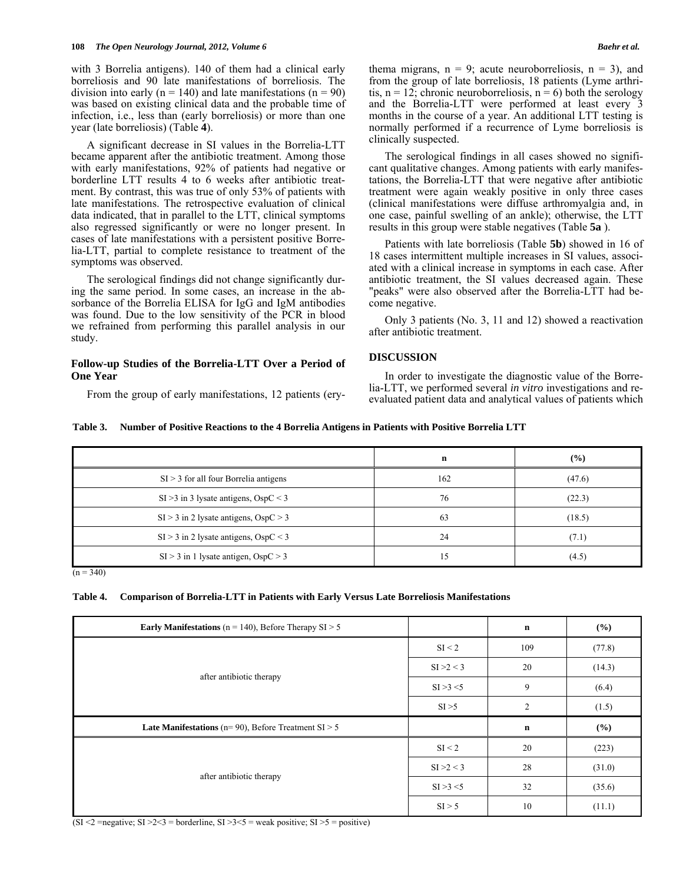with 3 Borrelia antigens). 140 of them had a clinical early borreliosis and 90 late manifestations of borreliosis. The division into early (n = 140) and late manifestations (n = 90) was based on existing clinical data and the probable time of infection, i.e., less than (early borreliosis) or more than one year (late borreliosis) (Table **4**).

A significant decrease in SI values in the Borrelia-LTT became apparent after the antibiotic treatment. Among those with early manifestations, 92% of patients had negative or borderline LTT results 4 to 6 weeks after antibiotic treatment. By contrast, this was true of only 53% of patients with late manifestations. The retrospective evaluation of clinical data indicated, that in parallel to the LTT, clinical symptoms also regressed significantly or were no longer present. In cases of late manifestations with a persistent positive Borrelia-LTT, partial to complete resistance to treatment of the symptoms was observed.

The serological findings did not change significantly during the same period. In some cases, an increase in the absorbance of the Borrelia ELISA for IgG and IgM antibodies was found. Due to the low sensitivity of the PCR in blood we refrained from performing this parallel analysis in our study.

### Follow-up Studies of the Borrelia-LTT Over a Period of One Year

From the group of early manifestations, 12 patients (erythema migrans, n = 9; acute neuroborreliosis, n = 3), and from the group of late borreliosis, 18 patients (Lyme arthritis, n = 12; chronic neuroborreliosis, n = 6) both the serology and the Borrelia-LTT were performed at least every 3 months in the course of a year. An additional LTT testing is normally performed if a recurrence of Lyme borreliosis is clinically suspected.

The serological findings in all cases showed no significant qualitative changes. Among patients with early manifestations, the Borrelia-LTT that were negative after antibiotic treatment were again weakly positive in only three cases (clinical manifestations were diffuse arthromyalgia and, in one case, painful swelling of an ankle); otherwise, the LTT results in this group were stable negatives (Table **5a** ).

Patients with late borreliosis (Table **5b**) showed in 16 of 18 cases intermittent multiple increases in SI values, associated with a clinical increase in symptoms in each case. After antibiotic treatment, the SI values decreased again. These "peaks" were also observed after the Borrelia-LTT had become negative.

Only 3 patients (No. 3, 11 and 12) showed a reactivation after antibiotic treatment.

## DISCUSSION

In order to investigate the diagnostic value of the Borrelia-LTT, we performed several *in vitro* investigations and re-evaluated patient data and analytical values of patients which

**Table 3. Number of Positive Reactions to the 4 Borrelia Antigens in Patients with Positive Borrelia LTT**

| | n | (%) |
|---|---|---|
| SI > 3 for all four Borrelia antigens | 162 | (47.6) |
| SI >3 in 3 lysate antigens, OspC < 3 | 76 | (22.3) |
| SI > 3 in 2 lysate antigens, OspC > 3 | 63 | (18.5) |
| SI > 3 in 2 lysate antigens, OspC < 3 | 24 | (7.1) |
| SI > 3 in 1 lysate antigen, OspC > 3 | 15 | (4.5) |

(n = 340)

**Table 4. Comparison of Borrelia-LTT in Patients with Early Versus Late Borreliosis Manifestations**

| **Early Manifestations** (n = 140), Before Therapy SI > 5 | | n | (%) |
|---|---|---|---|
| after antibiotic therapy | SI < 2 | 109 | (77.8) |
| | SI >2 < 3 | 20 | (14.3) |
| | SI >3 <5 | 9 | (6.4) |
| | SI >5 | 2 | (1.5) |
| **Late Manifestations** (n= 90), Before Treatment SI > 5 | | **n** | **(%)** |
| after antibiotic therapy | SI < 2 | 20 | (223) |
| | SI >2 < 3 | 28 | (31.0) |
| | SI >3 <5 | 32 | (35.6) |
| | SI > 5 | 10 | (11.1) |

(SI <2 =negative; SI >2<3 = borderline, SI >3<5 = weak positive; SI >5 = positive)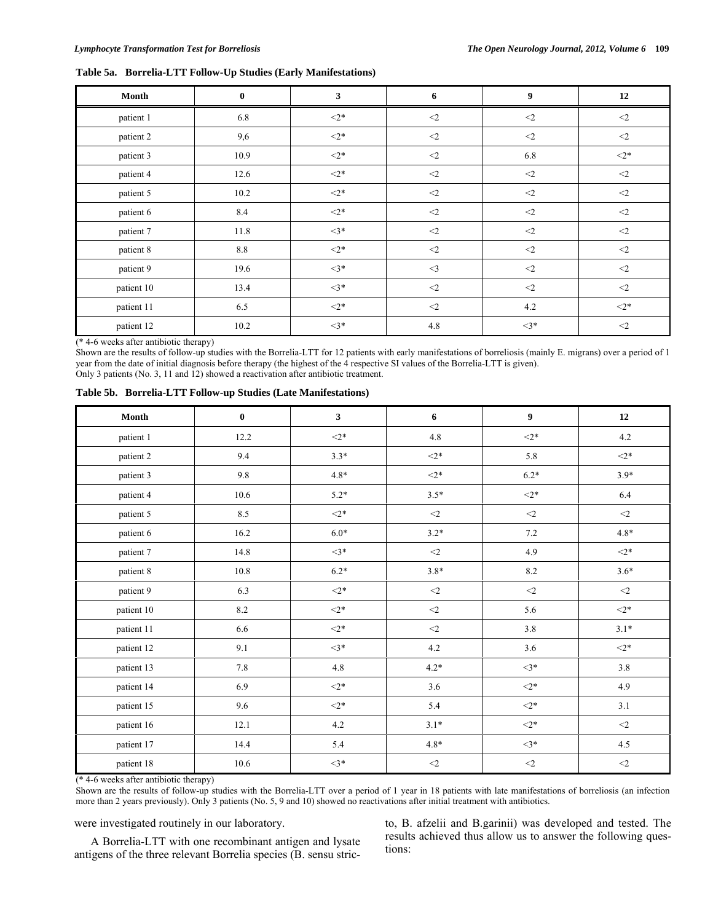**Table 5a. Borrelia-LTT Follow-Up Studies (Early Manifestations)**

| Month | 0 | 3 | 6 | 9 | 12 |
|---|---|---|---|---|---|
| patient 1 | 6.8 | <2* | <2 | <2 | <2 |
| patient 2 | 9,6 | <2* | <2 | <2 | <2 |
| patient 3 | 10.9 | <2* | <2 | 6.8 | <2* |
| patient 4 | 12.6 | <2* | <2 | <2 | <2 |
| patient 5 | 10.2 | <2* | <2 | <2 | <2 |
| patient 6 | 8.4 | <2* | <2 | <2 | <2 |
| patient 7 | 11.8 | <3* | <2 | <2 | <2 |
| patient 8 | 8.8 | <2* | <2 | <2 | <2 |
| patient 9 | 19.6 | <3* | <3 | <2 | <2 |
| patient 10 | 13.4 | <3* | <2 | <2 | <2 |
| patient 11 | 6.5 | <2* | <2 | 4.2 | <2* |
| patient 12 | 10.2 | <3* | 4.8 | <3* | <2 |

(* 4-6 weeks after antibiotic therapy)

Shown are the results of follow-up studies with the Borrelia-LTT for 12 patients with early manifestations of borreliosis (mainly E. migrans) over a period of 1 year from the date of initial diagnosis before therapy (the highest of the 4 respective SI values of the Borrelia-LTT is given).

Only 3 patients (No. 3, 11 and 12) showed a reactivation after antibiotic treatment.

**Table 5b. Borrelia-LTT Follow-up Studies (Late Manifestations)**

| Month | 0 | 3 | 6 | 9 | 12 |
|---|---|---|---|---|---|
| patient 1 | 12.2 | <2* | 4.8 | <2* | 4.2 |
| patient 2 | 9.4 | 3.3* | <2* | 5.8 | <2* |
| patient 3 | 9.8 | 4.8* | <2* | 6.2* | 3.9* |
| patient 4 | 10.6 | 5.2* | 3.5* | <2* | 6.4 |
| patient 5 | 8.5 | <2* | <2 | <2 | <2 |
| patient 6 | 16.2 | 6.0* | 3.2* | 7.2 | 4.8* |
| patient 7 | 14.8 | <3* | <2 | 4.9 | <2* |
| patient 8 | 10.8 | 6.2* | 3.8* | 8.2 | 3.6* |
| patient 9 | 6.3 | <2* | <2 | <2 | <2 |
| patient 10 | 8.2 | <2* | <2 | 5.6 | <2* |
| patient 11 | 6.6 | <2* | <2 | 3.8 | 3.1* |
| patient 12 | 9.1 | <3* | 4.2 | 3.6 | <2* |
| patient 13 | 7.8 | 4.8 | 4.2* | <3* | 3.8 |
| patient 14 | 6.9 | <2* | 3.6 | <2* | 4.9 |
| patient 15 | 9.6 | <2* | 5.4 | <2* | 3.1 |
| patient 16 | 12.1 | 4.2 | 3.1* | <2* | <2 |
| patient 17 | 14.4 | 5.4 | 4.8* | <3* | 4.5 |
| patient 18 | 10.6 | <3* | <2 | <2 | <2 |

(* 4-6 weeks after antibiotic therapy)

Shown are the results of follow-up studies with the Borrelia-LTT over a period of 1 year in 18 patients with late manifestations of borreliosis (an infection more than 2 years previously). Only 3 patients (No. 5, 9 and 10) showed no reactivations after initial treatment with antibiotics.

were investigated routinely in our laboratory.

A Borrelia-LTT with one recombinant antigen and lysate antigens of the three relevant Borrelia species (B. sensu stricto, B. afzelii and B.garinii) was developed and tested. The results achieved thus allow us to answer the following questions: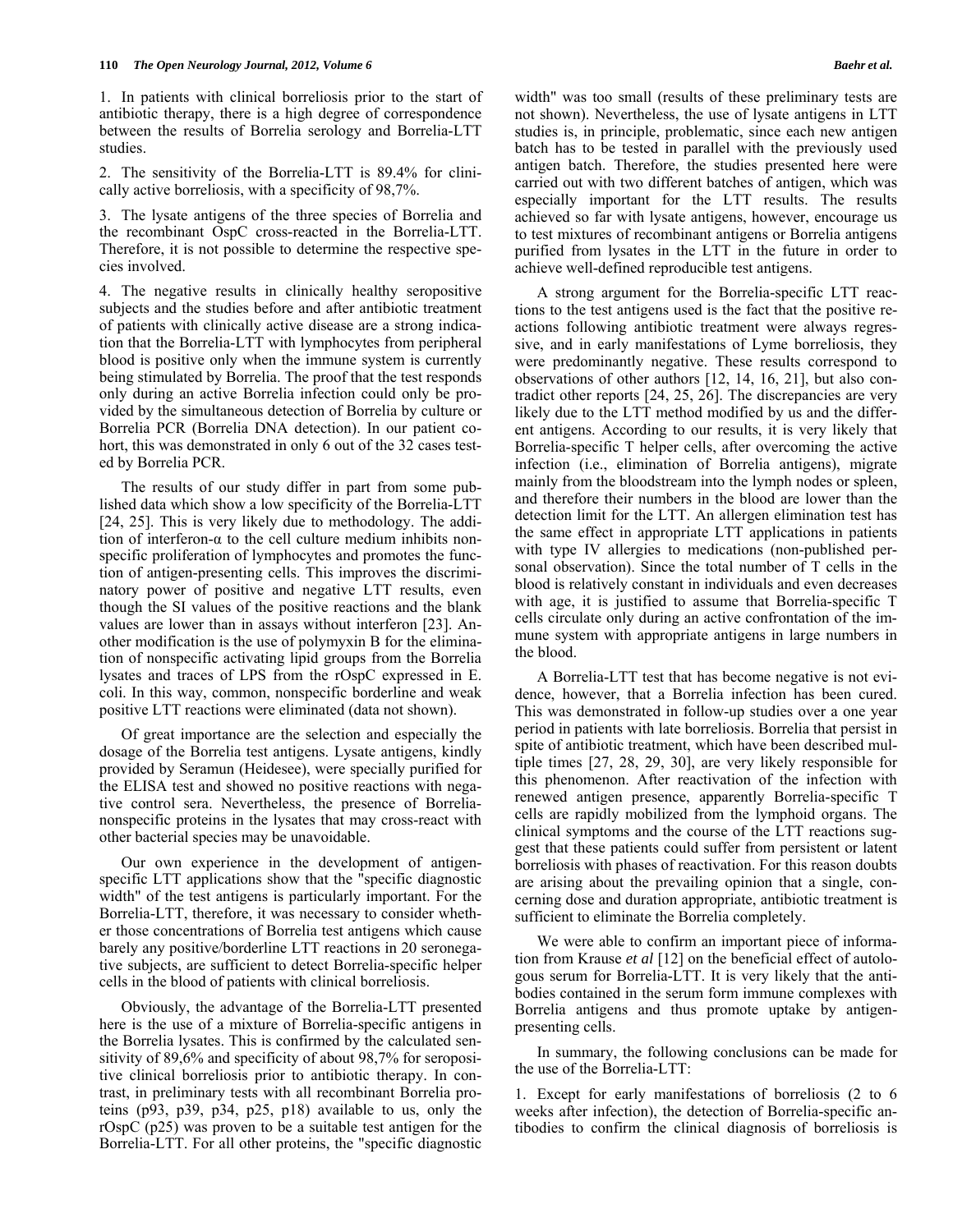1. In patients with clinical borreliosis prior to the start of antibiotic therapy, there is a high degree of correspondence between the results of Borrelia serology and Borrelia-LTT studies.

2. The sensitivity of the Borrelia-LTT is 89.4% for clinically active borreliosis, with a specificity of 98,7%.

3. The lysate antigens of the three species of Borrelia and the recombinant OspC cross-reacted in the Borrelia-LTT. Therefore, it is not possible to determine the respective species involved.

4. The negative results in clinically healthy seropositive subjects and the studies before and after antibiotic treatment of patients with clinically active disease are a strong indication that the Borrelia-LTT with lymphocytes from peripheral blood is positive only when the immune system is currently being stimulated by Borrelia. The proof that the test responds only during an active Borrelia infection could only be provided by the simultaneous detection of Borrelia by culture or Borrelia PCR (Borrelia DNA detection). In our patient cohort, this was demonstrated in only 6 out of the 32 cases tested by Borrelia PCR.

The results of our study differ in part from some published data which show a low specificity of the Borrelia-LTT [24, 25]. This is very likely due to methodology. The addition of interferon-α to the cell culture medium inhibits nonspecific proliferation of lymphocytes and promotes the function of antigen-presenting cells. This improves the discriminatory power of positive and negative LTT results, even though the SI values of the positive reactions and the blank values are lower than in assays without interferon [23]. Another modification is the use of polymyxin B for the elimination of nonspecific activating lipid groups from the Borrelia lysates and traces of LPS from the rOspC expressed in E. coli. In this way, common, nonspecific borderline and weak positive LTT reactions were eliminated (data not shown).

Of great importance are the selection and especially the dosage of the Borrelia test antigens. Lysate antigens, kindly provided by Seramun (Heidesee), were specially purified for the ELISA test and showed no positive reactions with negative control sera. Nevertheless, the presence of Borrelia-nonspecific proteins in the lysates that may cross-react with other bacterial species may be unavoidable.

Our own experience in the development of antigen-specific LTT applications show that the "specific diagnostic width" of the test antigens is particularly important. For the Borrelia-LTT, therefore, it was necessary to consider whether those concentrations of Borrelia test antigens which cause barely any positive/borderline LTT reactions in 20 seronegative subjects, are sufficient to detect Borrelia-specific helper cells in the blood of patients with clinical borreliosis.

Obviously, the advantage of the Borrelia-LTT presented here is the use of a mixture of Borrelia-specific antigens in the Borrelia lysates. This is confirmed by the calculated sensitivity of 89,6% and specificity of about 98,7% for seropositive clinical borreliosis prior to antibiotic therapy. In contrast, in preliminary tests with all recombinant Borrelia proteins (p93, p39, p34, p25, p18) available to us, only the rOspC (p25) was proven to be a suitable test antigen for the Borrelia-LTT. For all other proteins, the "specific diagnostic width" was too small (results of these preliminary tests are not shown). Nevertheless, the use of lysate antigens in LTT studies is, in principle, problematic, since each new antigen batch has to be tested in parallel with the previously used antigen batch. Therefore, the studies presented here were carried out with two different batches of antigen, which was especially important for the LTT results. The results achieved so far with lysate antigens, however, encourage us to test mixtures of recombinant antigens or Borrelia antigens purified from lysates in the LTT in the future in order to achieve well-defined reproducible test antigens.

A strong argument for the Borrelia-specific LTT reactions to the test antigens used is the fact that the positive reactions following antibiotic treatment were always regressive, and in early manifestations of Lyme borreliosis, they were predominantly negative. These results correspond to observations of other authors [12, 14, 16, 21], but also contradict other reports [24, 25, 26]. The discrepancies are very likely due to the LTT method modified by us and the different antigens. According to our results, it is very likely that Borrelia-specific T helper cells, after overcoming the active infection (i.e., elimination of Borrelia antigens), migrate mainly from the bloodstream into the lymph nodes or spleen, and therefore their numbers in the blood are lower than the detection limit for the LTT. An allergen elimination test has the same effect in appropriate LTT applications in patients with type IV allergies to medications (non-published personal observation). Since the total number of T cells in the blood is relatively constant in individuals and even decreases with age, it is justified to assume that Borrelia-specific T cells circulate only during an active confrontation of the immune system with appropriate antigens in large numbers in the blood.

A Borrelia-LTT test that has become negative is not evidence, however, that a Borrelia infection has been cured. This was demonstrated in follow-up studies over a one year period in patients with late borreliosis. Borrelia that persist in spite of antibiotic treatment, which have been described multiple times [27, 28, 29, 30], are very likely responsible for this phenomenon. After reactivation of the infection with renewed antigen presence, apparently Borrelia-specific T cells are rapidly mobilized from the lymphoid organs. The clinical symptoms and the course of the LTT reactions suggest that these patients could suffer from persistent or latent borreliosis with phases of reactivation. For this reason doubts are arising about the prevailing opinion that a single, concerning dose and duration appropriate, antibiotic treatment is sufficient to eliminate the Borrelia completely.

We were able to confirm an important piece of information from Krause *et al* [12] on the beneficial effect of autologous serum for Borrelia-LTT. It is very likely that the antibodies contained in the serum form immune complexes with Borrelia antigens and thus promote uptake by antigen-presenting cells.

In summary, the following conclusions can be made for the use of the Borrelia-LTT:

1. Except for early manifestations of borreliosis (2 to 6 weeks after infection), the detection of Borrelia-specific antibodies to confirm the clinical diagnosis of borreliosis is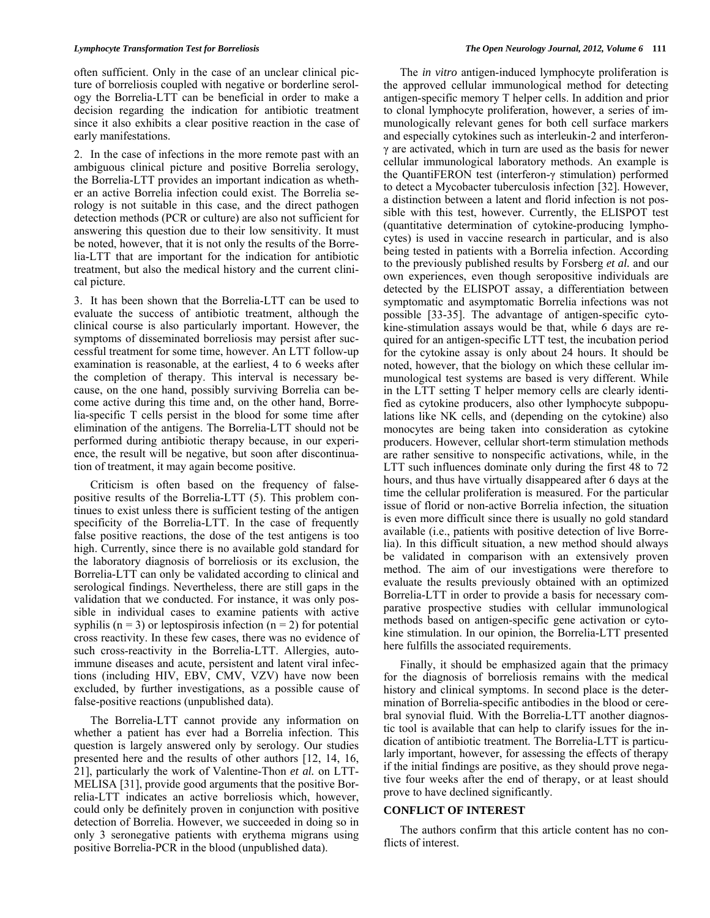often sufficient. Only in the case of an unclear clinical picture of borreliosis coupled with negative or borderline serology the Borrelia-LTT can be beneficial in order to make a decision regarding the indication for antibiotic treatment since it also exhibits a clear positive reaction in the case of early manifestations.

2. In the case of infections in the more remote past with an ambiguous clinical picture and positive Borrelia serology, the Borrelia-LTT provides an important indication as whether an active Borrelia infection could exist. The Borrelia serology is not suitable in this case, and the direct pathogen detection methods (PCR or culture) are also not sufficient for answering this question due to their low sensitivity. It must be noted, however, that it is not only the results of the Borrelia-LTT that are important for the indication for antibiotic treatment, but also the medical history and the current clinical picture.

3. It has been shown that the Borrelia-LTT can be used to evaluate the success of antibiotic treatment, although the clinical course is also particularly important. However, the symptoms of disseminated borreliosis may persist after successful treatment for some time, however. An LTT follow-up examination is reasonable, at the earliest, 4 to 6 weeks after the completion of therapy. This interval is necessary because, on the one hand, possibly surviving Borrelia can become active during this time and, on the other hand, Borrelia-specific T cells persist in the blood for some time after elimination of the antigens. The Borrelia-LTT should not be performed during antibiotic therapy because, in our experience, the result will be negative, but soon after discontinuation of treatment, it may again become positive.

Criticism is often based on the frequency of false-positive results of the Borrelia-LTT (5). This problem continues to exist unless there is sufficient testing of the antigen specificity of the Borrelia-LTT. In the case of frequently false positive reactions, the dose of the test antigens is too high. Currently, since there is no available gold standard for the laboratory diagnosis of borreliosis or its exclusion, the Borrelia-LTT can only be validated according to clinical and serological findings. Nevertheless, there are still gaps in the validation that we conducted. For instance, it was only possible in individual cases to examine patients with active syphilis (n = 3) or leptospirosis infection (n = 2) for potential cross reactivity. In these few cases, there was no evidence of such cross-reactivity in the Borrelia-LTT. Allergies, autoimmune diseases and acute, persistent and latent viral infections (including HIV, EBV, CMV, VZV) have now been excluded, by further investigations, as a possible cause of false-positive reactions (unpublished data).

The Borrelia-LTT cannot provide any information on whether a patient has ever had a Borrelia infection. This question is largely answered only by serology. Our studies presented here and the results of other authors [12, 14, 16, 21], particularly the work of Valentine-Thon *et al.* on LTT-MELISA [31], provide good arguments that the positive Borrelia-LTT indicates an active borreliosis which, however, could only be definitely proven in conjunction with positive detection of Borrelia. However, we succeeded in doing so in only 3 seronegative patients with erythema migrans using positive Borrelia-PCR in the blood (unpublished data).

The *in vitro* antigen-induced lymphocyte proliferation is the approved cellular immunological method for detecting antigen-specific memory T helper cells. In addition and prior to clonal lymphocyte proliferation, however, a series of immunologically relevant genes for both cell surface markers and especially cytokines such as interleukin-2 and interferon-$\gamma$ are activated, which in turn are used as the basis for newer cellular immunological laboratory methods. An example is the QuantiFERON test (interferon-$\gamma$ stimulation) performed to detect a Mycobacter tuberculosis infection [32]. However, a distinction between a latent and florid infection is not possible with this test, however. Currently, the ELISPOT test (quantitative determination of cytokine-producing lymphocytes) is used in vaccine research in particular, and is also being tested in patients with a Borrelia infection. According to the previously published results by Forsberg *et al.* and our own experiences, even though seropositive individuals are detected by the ELISPOT assay, a differentiation between symptomatic and asymptomatic Borrelia infections was not possible [33-35]. The advantage of antigen-specific cytokine-stimulation assays would be that, while 6 days are required for an antigen-specific LTT test, the incubation period for the cytokine assay is only about 24 hours. It should be noted, however, that the biology on which these cellular immunological test systems are based is very different. While in the LTT setting T helper memory cells are clearly identified as cytokine producers, also other lymphocyte subpopulations like NK cells, and (depending on the cytokine) also monocytes are being taken into consideration as cytokine producers. However, cellular short-term stimulation methods are rather sensitive to nonspecific activations, while, in the LTT such influences dominate only during the first 48 to 72 hours, and thus have virtually disappeared after 6 days at the time the cellular proliferation is measured. For the particular issue of florid or non-active Borrelia infection, the situation is even more difficult since there is usually no gold standard available (i.e., patients with positive detection of live Borrelia). In this difficult situation, a new method should always be validated in comparison with an extensively proven method. The aim of our investigations were therefore to evaluate the results previously obtained with an optimized Borrelia-LTT in order to provide a basis for necessary comparative prospective studies with cellular immunological methods based on antigen-specific gene activation or cytokine stimulation. In our opinion, the Borrelia-LTT presented here fulfills the associated requirements.

Finally, it should be emphasized again that the primacy for the diagnosis of borreliosis remains with the medical history and clinical symptoms. In second place is the determination of Borrelia-specific antibodies in the blood or cerebral synovial fluid. With the Borrelia-LTT another diagnostic tool is available that can help to clarify issues for the indication of antibiotic treatment. The Borrelia-LTT is particularly important, however, for assessing the effects of therapy if the initial findings are positive, as they should prove negative four weeks after the end of therapy, or at least should prove to have declined significantly.

## CONFLICT OF INTEREST

The authors confirm that this article content has no conflicts of interest.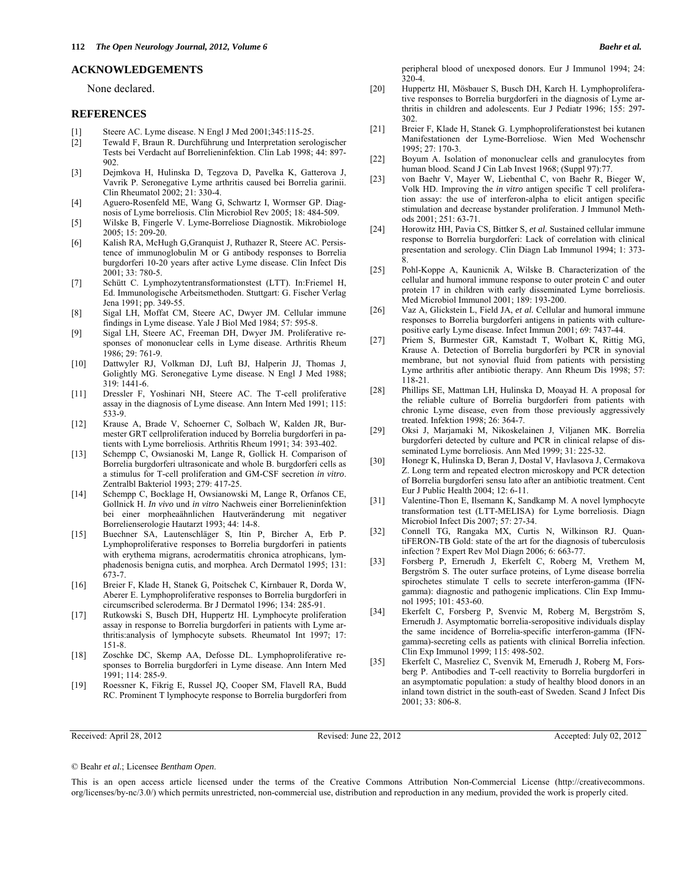## ACKNOWLEDGEMENTS

None declared.

## REFERENCES

[1] Steere AC. Lyme disease. N Engl J Med 2001;345:115-25.

[2] Tewald F, Braun R. Durchführung und Interpretation serologischer Tests bei Verdacht auf Borrelieninfektion. Clin Lab 1998; 44: 897-902.

[3] Dejmkova H, Hulinska D, Tegzova D, Pavelka K, Gatterova J, Vavrik P. Seronegative Lyme arthritis caused bei Borrelia garinii. Clin Rheumatol 2002; 21: 330-4.

[4] Aguero-Rosenfeld ME, Wang G, Schwartz I, Wormser GP. Diagnosis of Lyme borreliosis. Clin Microbiol Rev 2005; 18: 484-509.

[5] Wilske B, Fingerle V. Lyme-Borreliose Diagnostik. Mikrobiologe 2005; 15: 209-20.

[6] Kalish RA, McHugh G,Granquist J, Ruthazer R, Steere AC. Persistence of immunoglobulin M or G antibody responses to Borrelia burgdorferi 10-20 years after active Lyme disease. Clin Infect Dis 2001; 33: 780-5.

[7] Schütt C. Lymphozytentransformationstest (LTT). In:Friemel H, Ed. Immunologische Arbeitsmethoden. Stuttgart: G. Fischer Verlag Jena 1991; pp. 349-55.

[8] Sigal LH, Moffat CM, Steere AC, Dwyer JM. Cellular immune findings in Lyme disease. Yale J Biol Med 1984; 57: 595-8.

[9] Sigal LH, Steere AC, Freeman DH, Dwyer JM. Proliferative responses of mononuclear cells in Lyme disease. Arthritis Rheum 1986; 29: 761-9.

[10] Dattwyler RJ, Volkman DJ, Luft BJ, Halperin JJ, Thomas J, Golightly MG. Seronegative Lyme disease. N Engl J Med 1988; 319: 1441-6.

[11] Dressler F, Yoshinari NH, Steere AC. The T-cell proliferative assay in the diagnosis of Lyme disease. Ann Intern Med 1991; 115: 533-9.

[12] Krause A, Brade V, Schoerner C, Solbach W, Kalden JR, Burmester GRT cellproliferation induced by Borrelia burgdorferi in patients with Lyme borreliosis. Arthritis Rheum 1991; 34: 393-402.

[13] Schempp C, Owsianoski M, Lange R, Gollick H. Comparison of Borrelia burgdorferi ultrasonicate and whole B. burgdorferi cells as a stimulus for T-cell proliferation and GM-CSF secretion *in vitro*. Zentralbl Bakteriol 1993; 279: 417-25.

[14] Schempp C, Bocklage H, Owsianowski M, Lange R, Orfanos CE, Gollnick H. *In vivo* und *in vitro* Nachweis einer Borrelieninfektion bei einer morpheaähnlichen Hautveränderung mit negativer Borrelienserologie Hautarzt 1993; 44: 14-8.

[15] Buechner SA, Lautenschläger S, Itin P, Bircher A, Erb P. Lymphoproliferative responses to Borrelia burgdorferi in patients with erythema migrans, acrodermatitis chronica atrophicans, lymphadenosis benigna cutis, and morphea. Arch Dermatol 1995; 131: 673-7.

[16] Breier F, Klade H, Stanek G, Poitschek C, Kirnbauer R, Dorda W, Aberer E. Lymphoproliferative responses to Borrelia burgdorferi in circumscribed scleroderma. Br J Dermatol 1996; 134: 285-91.

[17] Rutkowski S, Busch DH, Huppertz HI. Lymphocyte proliferation assay in response to Borrelia burgdorferi in patients with Lyme arthritis:analysis of lymphocyte subsets. Rheumatol Int 1997; 17: 151-8.

[18] Zoschke DC, Skemp AA, Defosse DL. Lymphoproliferative responses to Borrelia burgdorferi in Lyme disease. Ann Intern Med 1991; 114: 285-9.

[19] Roessner K, Fikrig E, Russel JQ, Cooper SM, Flavell RA, Budd RC. Prominent T lymphocyte response to Borrelia burgdorferi from peripheral blood of unexposed donors. Eur J Immunol 1994; 24: 320-4.

[20] Huppertz HI, Mösbauer S, Busch DH, Karch H. Lymphoproliferative responses to Borrelia burgdorferi in the diagnosis of Lyme arthritis in children and adolescents. Eur J Pediatr 1996; 155: 297-302.

[21] Breier F, Klade H, Stanek G. Lymphoproliferationstest bei kutanen Manifestationen der Lyme-Borreliose. Wien Med Wochenschr 1995; 27: 170-3.

[22] Boyum A. Isolation of mononuclear cells and granulocytes from human blood. Scand J Cin Lab Invest 1968; (Suppl 97):77.

[23] von Baehr V, Mayer W, Liebenthal C, von Baehr R, Bieger W, Volk HD. Improving the *in vitro* antigen specific T cell proliferation assay: the use of interferon-alpha to elicit antigen specific stimulation and decrease bystander proliferation. J Immunol Methods 2001; 251: 63-71.

[24] Horowitz HH, Pavia CS, Bittker S, *et al.* Sustained cellular immune response to Borrelia burgdorferi: Lack of correlation with clinical presentation and serology. Clin Diagn Lab Immunol 1994; 1: 373-8.

[25] Pohl-Koppe A, Kaunicnik A, Wilske B. Characterization of the cellular and humoral immune response to outer protein C and outer protein 17 in children with early disseminated Lyme borreliosis. Med Microbiol Immunol 2001; 189: 193-200.

[26] Vaz A, Glickstein L, Field JA, *et al.* Cellular and humoral immune responses to Borrelia burgdorferi antigens in patients with culture-positive early Lyme disease. Infect Immun 2001; 69: 7437-44.

[27] Priem S, Burmester GR, Kamstadt T, Wolbart K, Rittig MG, Krause A. Detection of Borrelia burgdorferi by PCR in synovial membrane, but not synovial fluid from patients with persisting Lyme arthritis after antibiotic therapy. Ann Rheum Dis 1998; 57: 118-21.

[28] Phillips SE, Mattman LH, Hulinska D, Moayad H. A proposal for the reliable culture of Borrelia burgdorferi from patients with chronic Lyme disease, even from those previously aggressively treated. Infektion 1998; 26: 364-7.

[29] Oksi J, Marjamaki M, Nikoskelainen J, Viljanen MK. Borrelia burgdorferi detected by culture and PCR in clinical relapse of disseminated Lyme borreliosis. Ann Med 1999; 31: 225-32.

[30] Honegr K, Hulinska D, Beran J, Dostal V, Havlasova J, Cermakova Z. Long term and repeated electron microskopy and PCR detection of Borrelia burgdorferi sensu lato after an antibiotic treatment. Cent Eur J Public Health 2004; 12: 6-11.

[31] Valentine-Thon E, Ilsemann K, Sandkamp M. A novel lymphocyte transformation test (LTT-MELISA) for Lyme borreliosis. Diagn Microbiol Infect Dis 2007; 57: 27-34.

[32] Connell TG, Rangaka MX, Curtis N, Wilkinson RJ. QuantiFERON-TB Gold: state of the art for the diagnosis of tuberculosis infection ? Expert Rev Mol Diagn 2006; 6: 663-77.

[33] Forsberg P, Ernerudh J, Ekerfelt C, Roberg M, Vrethem M, Bergström S. The outer surface proteins, of Lyme disease borrelia spirochetes stimulate T cells to secrete interferon-gamma (IFN-gamma): diagnostic and pathogenic implications. Clin Exp Immunol 1995; 101: 453-60.

[34] Ekerfelt C, Forsberg P, Svenvic M, Roberg M, Bergström S, Ernerudh J. Asymptomatic borrelia-seropositive individuals display the same incidence of Borrelia-specific interferon-gamma (IFN-gamma)-secreting cells as patients with clinical Borrelia infection. Clin Exp Immunol 1999; 115: 498-502.

[35] Ekerfelt C, Masreliez C, Svenvik M, Ernerudh J, Roberg M, Forsberg P. Antibodies and T-cell reactivity to Borrelia burgdorferi in an asymptomatic population: a study of healthy blood donors in an inland town district in the south-east of Sweden. Scand J Infect Dis 2001; 33: 806-8.

Received: April 28, 2012 Revised: June 22, 2012 Accepted: July 02, 2012

© Beahr *et al.*; Licensee *Bentham Open*.

This is an open access article licensed under the terms of the Creative Commons Attribution Non-Commercial License (http://creativecommons.org/licenses/by-nc/3.0/) which permits unrestricted, non-commercial use, distribution and reproduction in any medium, provided the work is properly cited.